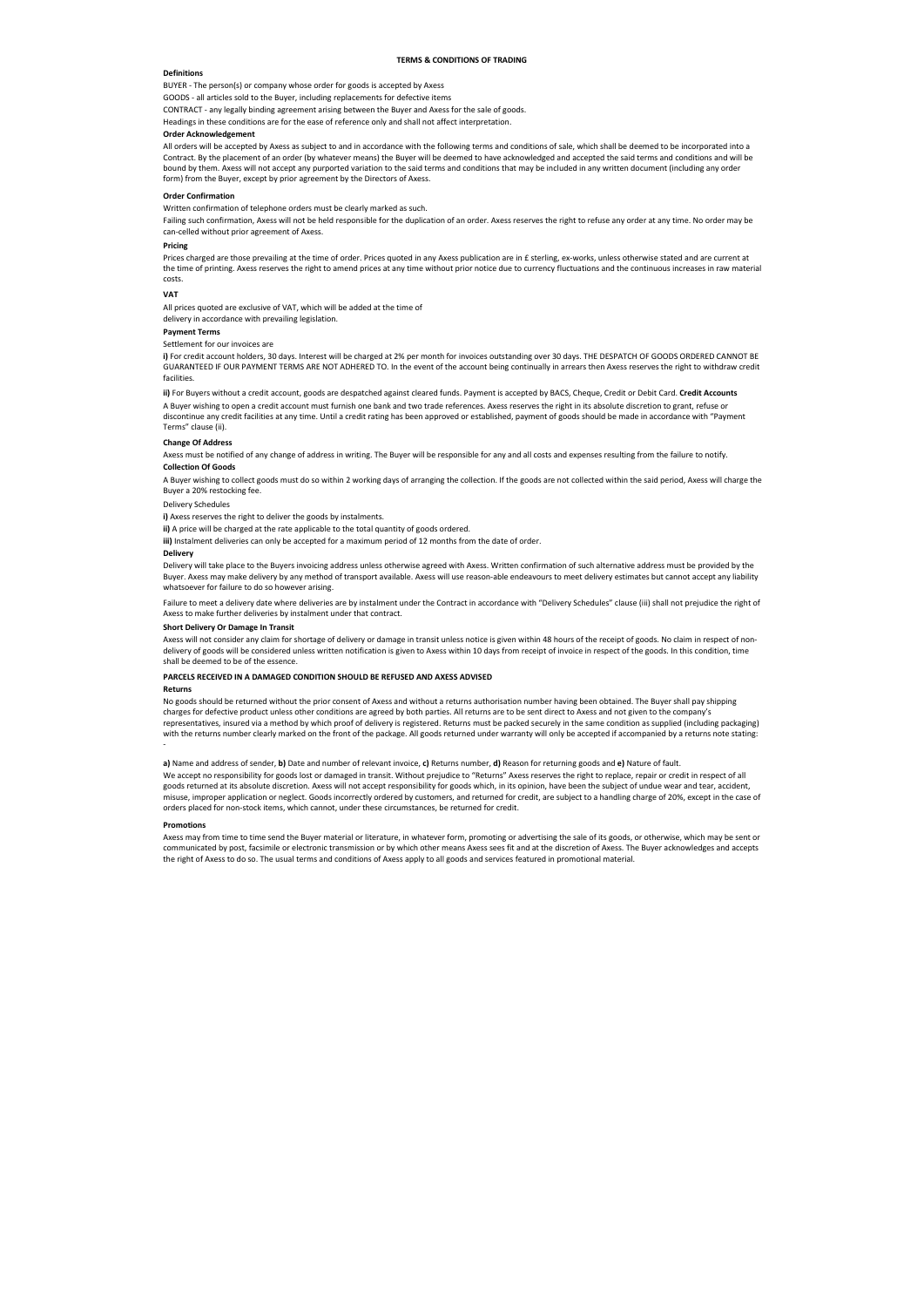# TERMS & CONDITIONS OF TRADING

**Definitions**

BUYER - The person(s) or company whose order for goods is accepted by Axess

GOODS - all articles sold to the Buyer, including replacements for defective items

CONTRACT - any legally binding agreement arising between the Buyer and Axess for the sale of goods.

Headings in these conditions are for the ease of reference only and shall not affect interpretation.

**Order Acknowledgement**

All orders will be accepted by Axess as subject to and in accordance with the following terms and conditions of sale, which shall be deemed to be incorporated into a Contract. By the placement of an order (by whatever means) the Buyer will be deemed to have acknowledged and accepted the said terms and conditions and will be bound by them. Axess will not accept any purported variation to the said terms and conditions that may be included in any written document (including any order form) from the Buyer, except by prior agreement by the Directors of Axess.

**Order Confirmation**

Written confirmation of telephone orders must be clearly marked as such.

Failing such confirmation, Axess will not be held responsible for the duplication of an order. Axess reserves the right to refuse any order at any time. No order may be can-celled without prior agreement of Axess.

**Pricing**

Prices charged are those prevailing at the time of order. Prices quoted in any Axess publication are in £ sterling, ex-works, unless otherwise stated and are current at the time of printing. Axess reserves the right to amend prices at any time without prior notice due to currency fluctuations and the continuous increases in raw material costs.

**VAT**

All prices quoted are exclusive of VAT, which will be added at the time of delivery in accordance with prevailing legislation.

**Payment Terms**

Settlement for our invoices are

**i)** For credit account holders, 30 days. Interest will be charged at 2% per month for invoices outstanding over 30 days. THE DESPATCH OF GOODS ORDERED CANNOT BE GUARANTEED IF OUR PAYMENT TERMS ARE NOT ADHERED TO. In the event of the account being continually in arrears then Axess reserves the right to withdraw credit facilities.

**ii)** For Buyers without a credit account, goods are despatched against cleared funds. Payment is accepted by BACS, Cheque, Credit or Debit Card. **Credit Accounts**

A Buyer wishing to open a credit account must furnish one bank and two trade references. Axess reserves the right in its absolute discretion to grant, refuse or discontinue any credit facilities at any time. Until a credit rating has been approved or established, payment of goods should be made in accordance with "Payment Terms" clause (ii).

**Change Of Address**

Axess must be notified of any change of address in writing. The Buyer will be responsible for any and all costs and expenses resulting from the failure to notify.

**Collection Of Goods**

A Buyer wishing to collect goods must do so within 2 working days of arranging the collection. If the goods are not collected within the said period, Axess will charge the Buyer a 20% restocking fee.

Delivery Schedules

**i)** Axess reserves the right to deliver the goods by instalments.

**ii)** A price will be charged at the rate applicable to the total quantity of goods ordered.

**iii)** Instalment deliveries can only be accepted for a maximum period of 12 months from the date of order.

**Delivery**

Delivery will take place to the Buyers invoicing address unless otherwise agreed with Axess. Written confirmation of such alternative address must be provided by the Buyer. Axess may make delivery by any method of transport available. Axess will use reason-able endeavours to meet delivery estimates but cannot accept any liability whatsoever for failure to do so however arising.

Failure to meet a delivery date where deliveries are by instalment under the Contract in accordance with "Delivery Schedules" clause (iii) shall not prejudice the right of Axess to make further deliveries by instalment under that contract.

**Short Delivery Or Damage In Transit**

Axess will not consider any claim for shortage of delivery or damage in transit unless notice is given within 48 hours of the receipt of goods. No claim in respect of non-delivery of goods will be considered unless written notification is given to Axess within 10 days from receipt of invoice in respect of the goods. In this condition, time shall be deemed to be of the essence.

**PARCELS RECEIVED IN A DAMAGED CONDITION SHOULD BE REFUSED AND AXESS ADVISED**

**Returns**

No goods should be returned without the prior consent of Axess and without a returns authorisation number having been obtained. The Buyer shall pay shipping charges for defective product unless other conditions are agreed by both parties. All returns are to be sent direct to Axess and not given to the company's representatives, insured via a method by which proof of delivery is registered. Returns must be packed securely in the same condition as supplied (including packaging) with the returns number clearly marked on the front of the package. All goods returned under warranty will only be accepted if accompanied by a returns note stating: -

**a)** Name and address of sender, **b)** Date and number of relevant invoice, **c)** Returns number, **d)** Reason for returning goods and **e)** Nature of fault.

We accept no responsibility for goods lost or damaged in transit. Without prejudice to "Returns" Axess reserves the right to replace, repair or credit in respect of all goods returned at its absolute discretion. Axess will not accept responsibility for goods which, in its opinion, have been the subject of undue wear and tear, accident, misuse, improper application or neglect. Goods incorrectly ordered by customers, and returned for credit, are subject to a handling charge of 20%, except in the case of orders placed for non-stock items, which cannot, under these circumstances, be returned for credit.

**Promotions**

Axess may from time to time send the Buyer material or literature, in whatever form, promoting or advertising the sale of its goods, or otherwise, which may be sent or communicated by post, facsimile or electronic transmission or by which other means Axess sees fit and at the discretion of Axess. The Buyer acknowledges and accepts the right of Axess to do so. The usual terms and conditions of Axess apply to all goods and services featured in promotional material.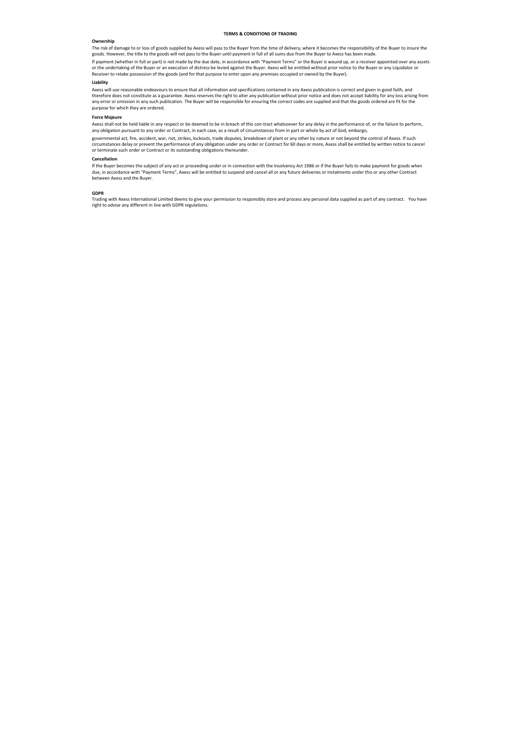# TERMS & CONDITIONS OF TRADING

**Ownership**

The risk of damage to or loss of goods supplied by Axess will pass to the Buyer from the time of delivery, where it becomes the responsibility of the Buyer to insure the goods. However, the title to the goods will not pass to the Buyer until payment in full of all sums due from the Buyer to Axess has been made.

If payment (whether in full or part) is not made by the due date, in accordance with "Payment Terms" or the Buyer is wound up, or a receiver appointed over any assets or the undertaking of the Buyer or an execution of distress be levied against the Buyer. Axess will be entitled without prior notice to the Buyer or any Liquidator or Receiver to retake possession of the goods (and for that purpose to enter upon any premises occupied or owned by the Buyer).

**Liability**

Axess will use reasonable endeavours to ensure that all information and specifications contained in any Axess publication is correct and given in good faith, and therefore does not constitute as a guarantee. Axess reserves the right to alter any publication without prior notice and does not accept liability for any loss arising from any error or omission in any such publication. The Buyer will be responsible for ensuring the correct codes are supplied and that the goods ordered are fit for the purpose for which they are ordered.

**Force Majeure**

Axess shall not be held liable in any respect or be deemed to be in breach of this con-tract whatsoever for any delay in the performance of, or the failure to perform, any obligation pursuant to any order or Contract, in each case, as a result of circumstances from in part or whole by act of God, embargo,

governmental act, fire, accident, war, riot, strikes, lockouts, trade disputes, breakdown of plant or any other by nature or not beyond the control of Axess. If such circumstances delay or prevent the performance of any obligation under any order or Contract for 60 days or more, Axess shall be entitled by written notice to cancel or terminate such order or Contract or its outstanding obligations thereunder.

**Cancellation**

If the Buyer becomes the subject of any act or proceeding under or in connection with the Insolvency Act 1986 or if the Buyer fails to make payment for goods when due, in accordance with "Payment Terms", Axess will be entitled to suspend and cancel all or any future deliveries or instalments under this or any other Contract between Axess and the Buyer.

**GDPR**

Trading with Axess International Limited deems to give your permission to responsibly store and process any personal data supplied as part of any contract. You have right to advise any different in line with GDPR regulations.